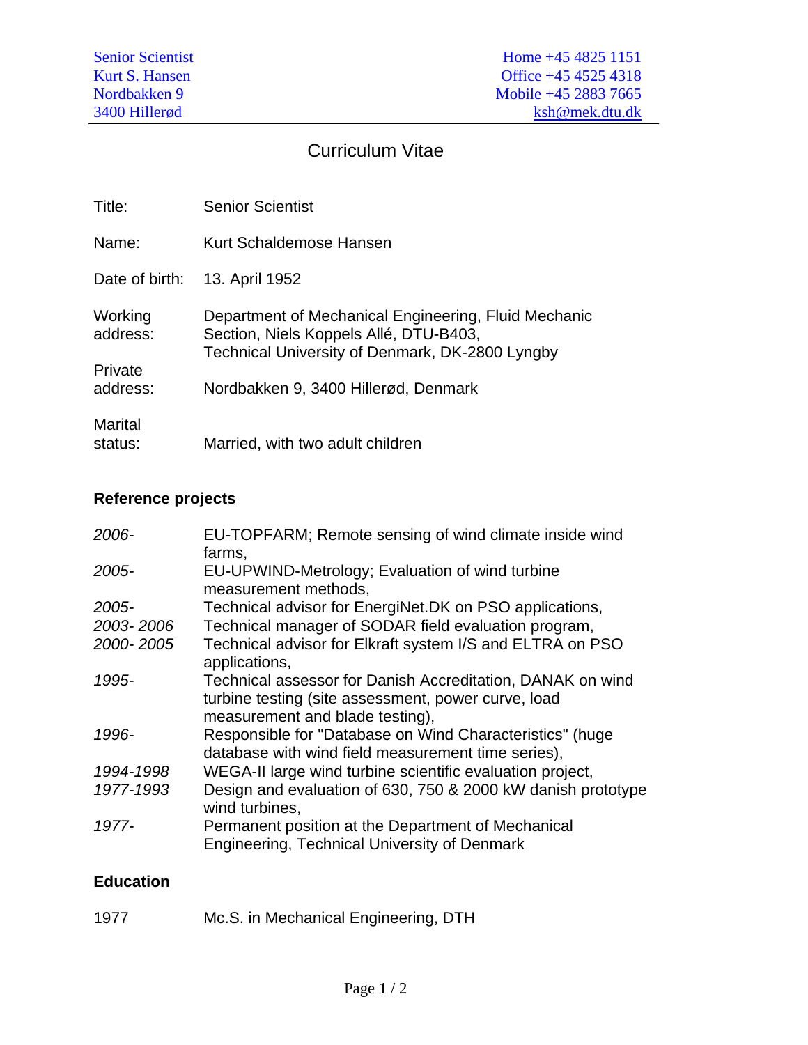Senior Scientist
Kurt S. Hansen
Nordbakken 9
3400 Hillerød

Home +45 4825 1151
Office +45 4525 4318
Mobile +45 2883 7665
ksh@mek.dtu.dk

# Curriculum Vitae

| | |
|---|---|
| Title: | Senior Scientist |
| Name: | Kurt Schaldemose Hansen |
| Date of birth: | 13. April 1952 |
| Working address: | Department of Mechanical Engineering, Fluid Mechanic Section, Niels Koppels Allé, DTU-B403, Technical University of Denmark, DK-2800 Lyngby |
| Private address: | Nordbakken 9, 3400 Hillerød, Denmark |
| Marital status: | Married, with two adult children |

## Reference projects

| | |
|---|---|
| *2006-* | EU-TOPFARM; Remote sensing of wind climate inside wind farms, |
| *2005-* | EU-UPWIND-Metrology; Evaluation of wind turbine measurement methods, |
| *2005-* | Technical advisor for EnergiNet.DK on PSO applications, |
| *2003- 2006* | Technical manager of SODAR field evaluation program, |
| *2000- 2005* | Technical advisor for Elkraft system I/S and ELTRA on PSO applications, |
| *1995-* | Technical assessor for Danish Accreditation, DANAK on wind turbine testing (site assessment, power curve, load measurement and blade testing), |
| *1996-* | Responsible for "Database on Wind Characteristics" (huge database with wind field measurement time series), |
| *1994-1998* | WEGA-II large wind turbine scientific evaluation project, |
| *1977-1993* | Design and evaluation of 630, 750 & 2000 kW danish prototype wind turbines, |
| *1977-* | Permanent position at the Department of Mechanical Engineering, Technical University of Denmark |

## Education

| | |
|---|---|
| 1977 | Mc.S. in Mechanical Engineering, DTH |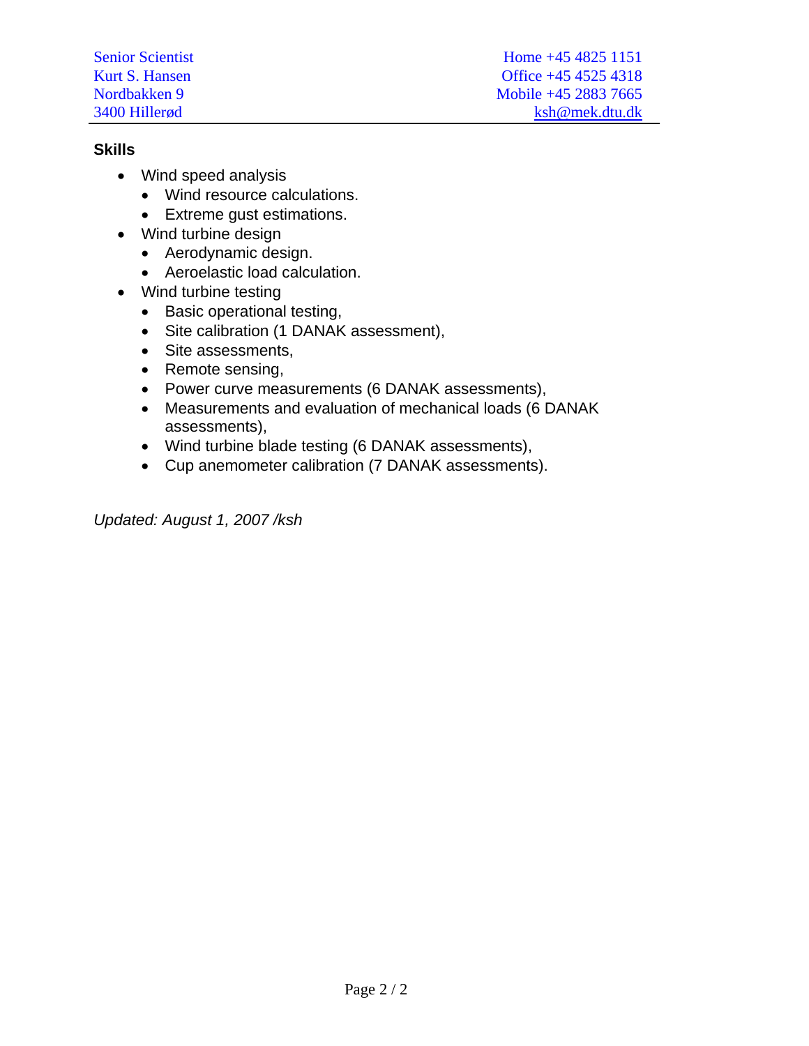## Skills

- Wind speed analysis
  - Wind resource calculations.
  - Extreme gust estimations.
- Wind turbine design
  - Aerodynamic design.
  - Aeroelastic load calculation.
- Wind turbine testing
  - Basic operational testing,
  - Site calibration (1 DANAK assessment),
  - Site assessments,
  - Remote sensing,
  - Power curve measurements (6 DANAK assessments),
  - Measurements and evaluation of mechanical loads (6 DANAK assessments),
  - Wind turbine blade testing (6 DANAK assessments),
  - Cup anemometer calibration (7 DANAK assessments).

*Updated: August 1, 2007 /ksh*